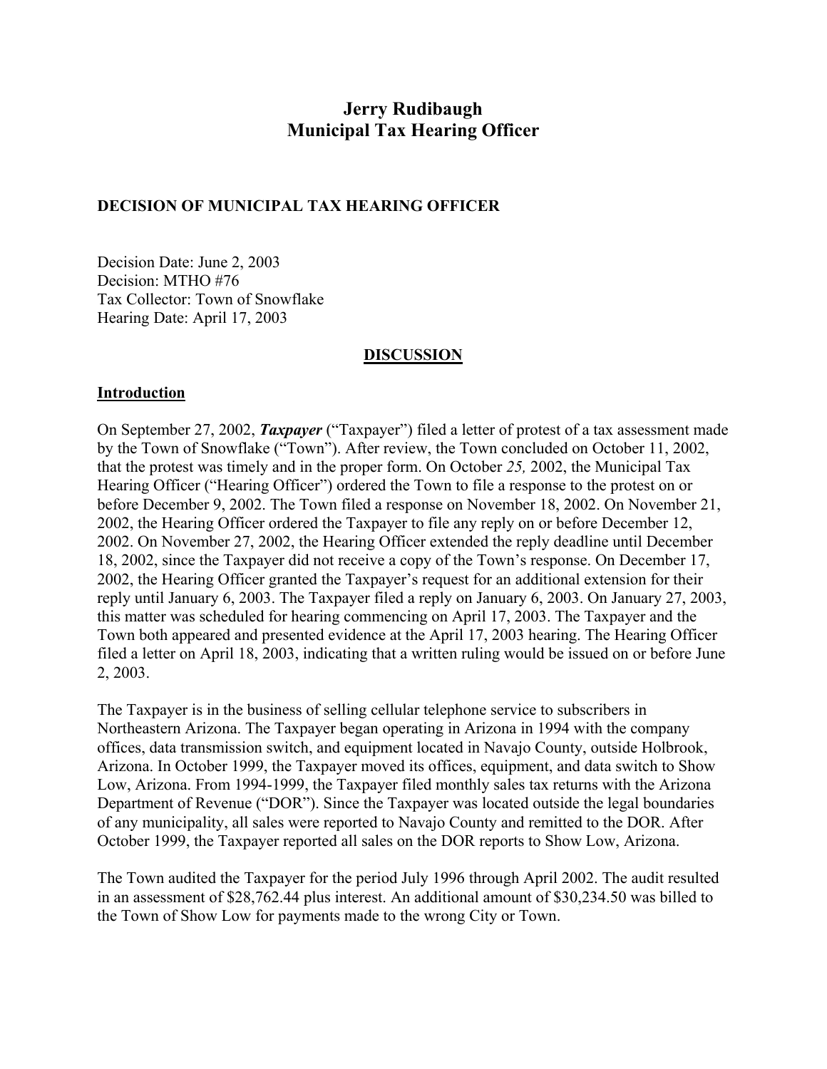# Jerry Rudibaugh
# Municipal Tax Hearing Officer

### DECISION OF MUNICIPAL TAX HEARING OFFICER

Decision Date: June 2, 2003
Decision: MTHO #76
Tax Collector: Town of Snowflake
Hearing Date: April 17, 2003

## DISCUSSION

### Introduction

On September 27, 2002, ***Taxpayer*** ("Taxpayer") filed a letter of protest of a tax assessment made by the Town of Snowflake ("Town"). After review, the Town concluded on October 11, 2002, that the protest was timely and in the proper form. On October *25,* 2002, the Municipal Tax Hearing Officer ("Hearing Officer") ordered the Town to file a response to the protest on or before December 9, 2002. The Town filed a response on November 18, 2002. On November 21, 2002, the Hearing Officer ordered the Taxpayer to file any reply on or before December 12, 2002. On November 27, 2002, the Hearing Officer extended the reply deadline until December 18, 2002, since the Taxpayer did not receive a copy of the Town's response. On December 17, 2002, the Hearing Officer granted the Taxpayer's request for an additional extension for their reply until January 6, 2003. The Taxpayer filed a reply on January 6, 2003. On January 27, 2003, this matter was scheduled for hearing commencing on April 17, 2003. The Taxpayer and the Town both appeared and presented evidence at the April 17, 2003 hearing. The Hearing Officer filed a letter on April 18, 2003, indicating that a written ruling would be issued on or before June 2, 2003.

The Taxpayer is in the business of selling cellular telephone service to subscribers in Northeastern Arizona. The Taxpayer began operating in Arizona in 1994 with the company offices, data transmission switch, and equipment located in Navajo County, outside Holbrook, Arizona. In October 1999, the Taxpayer moved its offices, equipment, and data switch to Show Low, Arizona. From 1994-1999, the Taxpayer filed monthly sales tax returns with the Arizona Department of Revenue ("DOR"). Since the Taxpayer was located outside the legal boundaries of any municipality, all sales were reported to Navajo County and remitted to the DOR. After October 1999, the Taxpayer reported all sales on the DOR reports to Show Low, Arizona.

The Town audited the Taxpayer for the period July 1996 through April 2002. The audit resulted in an assessment of $28,762.44 plus interest. An additional amount of $30,234.50 was billed to the Town of Show Low for payments made to the wrong City or Town.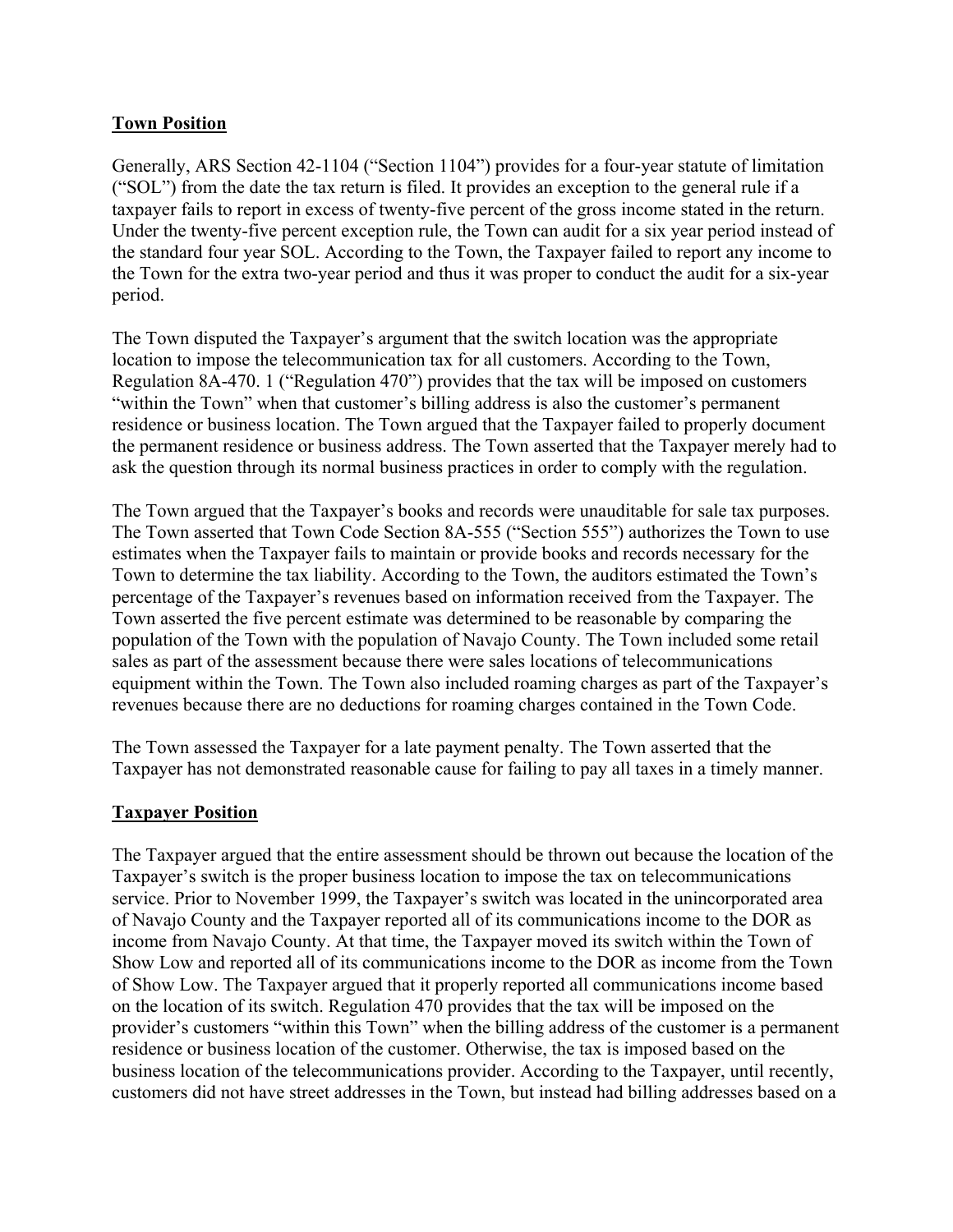## Town Position

Generally, ARS Section 42-1104 ("Section 1104") provides for a four-year statute of limitation ("SOL") from the date the tax return is filed. It provides an exception to the general rule if a taxpayer fails to report in excess of twenty-five percent of the gross income stated in the return. Under the twenty-five percent exception rule, the Town can audit for a six year period instead of the standard four year SOL. According to the Town, the Taxpayer failed to report any income to the Town for the extra two-year period and thus it was proper to conduct the audit for a six-year period.

The Town disputed the Taxpayer's argument that the switch location was the appropriate location to impose the telecommunication tax for all customers. According to the Town, Regulation 8A-470. 1 ("Regulation 470") provides that the tax will be imposed on customers "within the Town" when that customer's billing address is also the customer's permanent residence or business location. The Town argued that the Taxpayer failed to properly document the permanent residence or business address. The Town asserted that the Taxpayer merely had to ask the question through its normal business practices in order to comply with the regulation.

The Town argued that the Taxpayer's books and records were unauditable for sale tax purposes. The Town asserted that Town Code Section 8A-555 ("Section 555") authorizes the Town to use estimates when the Taxpayer fails to maintain or provide books and records necessary for the Town to determine the tax liability. According to the Town, the auditors estimated the Town's percentage of the Taxpayer's revenues based on information received from the Taxpayer. The Town asserted the five percent estimate was determined to be reasonable by comparing the population of the Town with the population of Navajo County. The Town included some retail sales as part of the assessment because there were sales locations of telecommunications equipment within the Town. The Town also included roaming charges as part of the Taxpayer's revenues because there are no deductions for roaming charges contained in the Town Code.

The Town assessed the Taxpayer for a late payment penalty. The Town asserted that the Taxpayer has not demonstrated reasonable cause for failing to pay all taxes in a timely manner.

## Taxpayer Position

The Taxpayer argued that the entire assessment should be thrown out because the location of the Taxpayer's switch is the proper business location to impose the tax on telecommunications service. Prior to November 1999, the Taxpayer's switch was located in the unincorporated area of Navajo County and the Taxpayer reported all of its communications income to the DOR as income from Navajo County. At that time, the Taxpayer moved its switch within the Town of Show Low and reported all of its communications income to the DOR as income from the Town of Show Low. The Taxpayer argued that it properly reported all communications income based on the location of its switch. Regulation 470 provides that the tax will be imposed on the provider's customers "within this Town" when the billing address of the customer is a permanent residence or business location of the customer. Otherwise, the tax is imposed based on the business location of the telecommunications provider. According to the Taxpayer, until recently, customers did not have street addresses in the Town, but instead had billing addresses based on a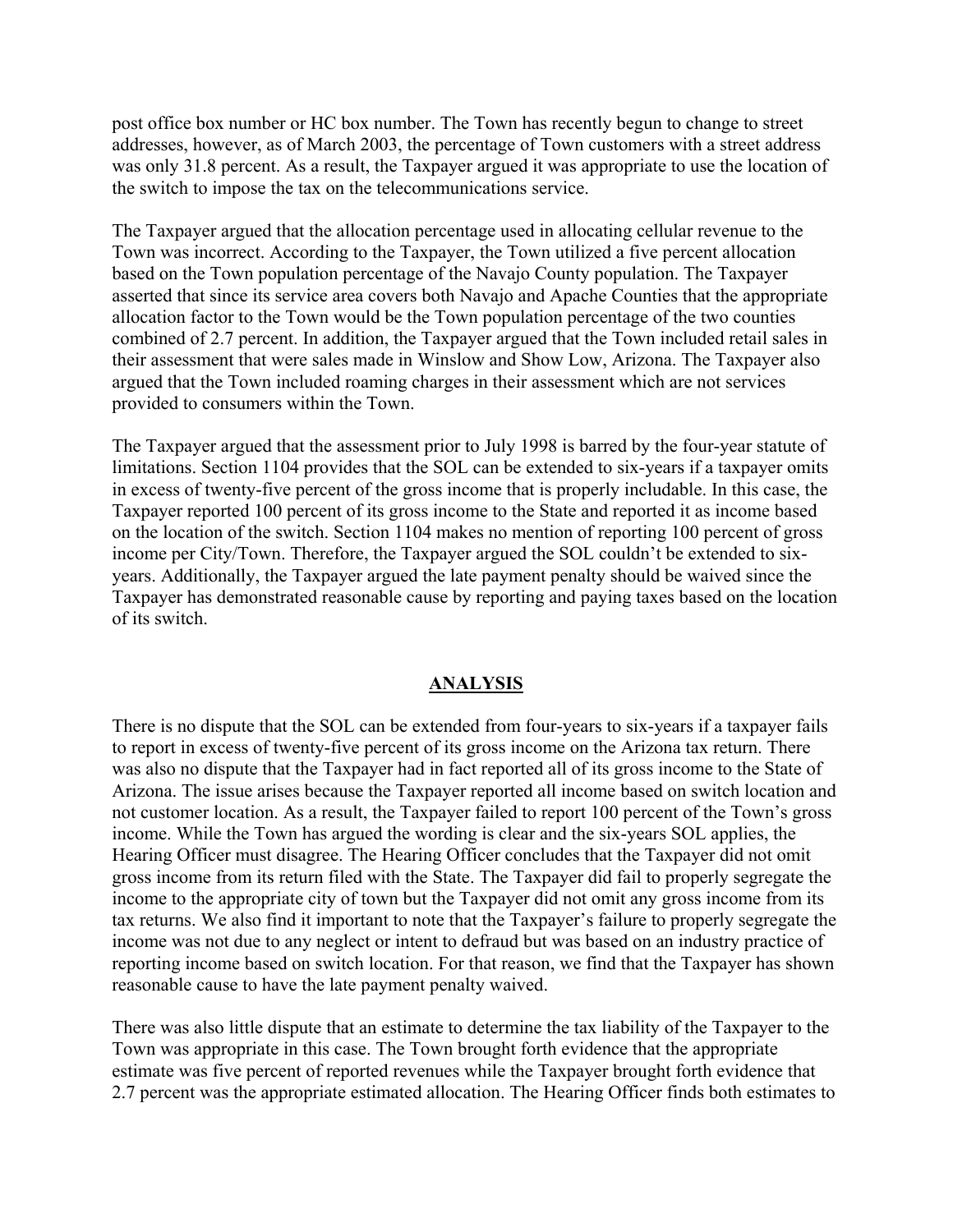post office box number or HC box number. The Town has recently begun to change to street addresses, however, as of March 2003, the percentage of Town customers with a street address was only 31.8 percent. As a result, the Taxpayer argued it was appropriate to use the location of the switch to impose the tax on the telecommunications service.

The Taxpayer argued that the allocation percentage used in allocating cellular revenue to the Town was incorrect. According to the Taxpayer, the Town utilized a five percent allocation based on the Town population percentage of the Navajo County population. The Taxpayer asserted that since its service area covers both Navajo and Apache Counties that the appropriate allocation factor to the Town would be the Town population percentage of the two counties combined of 2.7 percent. In addition, the Taxpayer argued that the Town included retail sales in their assessment that were sales made in Winslow and Show Low, Arizona. The Taxpayer also argued that the Town included roaming charges in their assessment which are not services provided to consumers within the Town.

The Taxpayer argued that the assessment prior to July 1998 is barred by the four-year statute of limitations. Section 1104 provides that the SOL can be extended to six-years if a taxpayer omits in excess of twenty-five percent of the gross income that is properly includable. In this case, the Taxpayer reported 100 percent of its gross income to the State and reported it as income based on the location of the switch. Section 1104 makes no mention of reporting 100 percent of gross income per City/Town. Therefore, the Taxpayer argued the SOL couldn't be extended to six-years. Additionally, the Taxpayer argued the late payment penalty should be waived since the Taxpayer has demonstrated reasonable cause by reporting and paying taxes based on the location of its switch.

## ANALYSIS

There is no dispute that the SOL can be extended from four-years to six-years if a taxpayer fails to report in excess of twenty-five percent of its gross income on the Arizona tax return. There was also no dispute that the Taxpayer had in fact reported all of its gross income to the State of Arizona. The issue arises because the Taxpayer reported all income based on switch location and not customer location. As a result, the Taxpayer failed to report 100 percent of the Town's gross income. While the Town has argued the wording is clear and the six-years SOL applies, the Hearing Officer must disagree. The Hearing Officer concludes that the Taxpayer did not omit gross income from its return filed with the State. The Taxpayer did fail to properly segregate the income to the appropriate city of town but the Taxpayer did not omit any gross income from its tax returns. We also find it important to note that the Taxpayer's failure to properly segregate the income was not due to any neglect or intent to defraud but was based on an industry practice of reporting income based on switch location. For that reason, we find that the Taxpayer has shown reasonable cause to have the late payment penalty waived.

There was also little dispute that an estimate to determine the tax liability of the Taxpayer to the Town was appropriate in this case. The Town brought forth evidence that the appropriate estimate was five percent of reported revenues while the Taxpayer brought forth evidence that 2.7 percent was the appropriate estimated allocation. The Hearing Officer finds both estimates to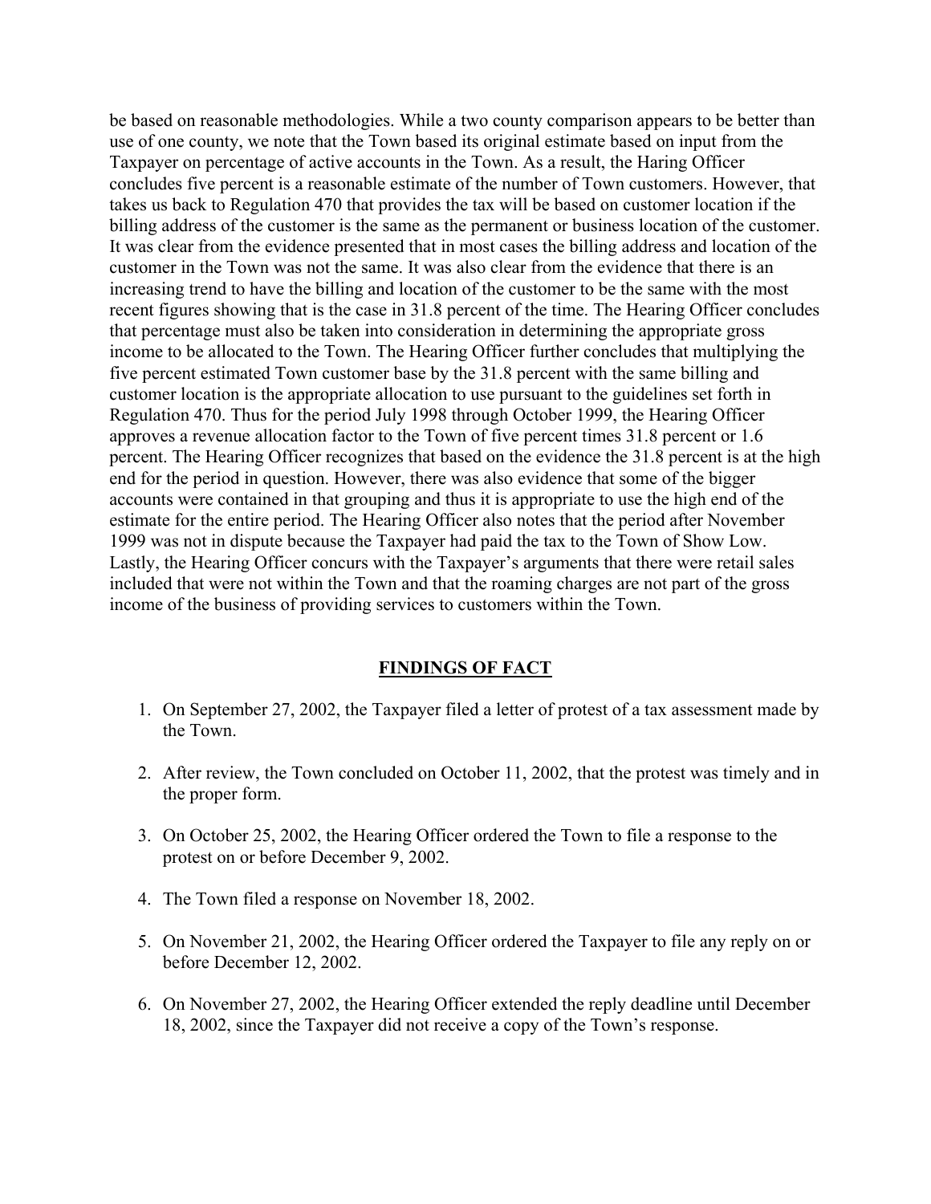be based on reasonable methodologies. While a two county comparison appears to be better than use of one county, we note that the Town based its original estimate based on input from the Taxpayer on percentage of active accounts in the Town. As a result, the Haring Officer concludes five percent is a reasonable estimate of the number of Town customers. However, that takes us back to Regulation 470 that provides the tax will be based on customer location if the billing address of the customer is the same as the permanent or business location of the customer. It was clear from the evidence presented that in most cases the billing address and location of the customer in the Town was not the same. It was also clear from the evidence that there is an increasing trend to have the billing and location of the customer to be the same with the most recent figures showing that is the case in 31.8 percent of the time. The Hearing Officer concludes that percentage must also be taken into consideration in determining the appropriate gross income to be allocated to the Town. The Hearing Officer further concludes that multiplying the five percent estimated Town customer base by the 31.8 percent with the same billing and customer location is the appropriate allocation to use pursuant to the guidelines set forth in Regulation 470. Thus for the period July 1998 through October 1999, the Hearing Officer approves a revenue allocation factor to the Town of five percent times 31.8 percent or 1.6 percent. The Hearing Officer recognizes that based on the evidence the 31.8 percent is at the high end for the period in question. However, there was also evidence that some of the bigger accounts were contained in that grouping and thus it is appropriate to use the high end of the estimate for the entire period. The Hearing Officer also notes that the period after November 1999 was not in dispute because the Taxpayer had paid the tax to the Town of Show Low. Lastly, the Hearing Officer concurs with the Taxpayer's arguments that there were retail sales included that were not within the Town and that the roaming charges are not part of the gross income of the business of providing services to customers within the Town.

## FINDINGS OF FACT

1. On September 27, 2002, the Taxpayer filed a letter of protest of a tax assessment made by the Town.
2. After review, the Town concluded on October 11, 2002, that the protest was timely and in the proper form.
3. On October 25, 2002, the Hearing Officer ordered the Town to file a response to the protest on or before December 9, 2002.
4. The Town filed a response on November 18, 2002.
5. On November 21, 2002, the Hearing Officer ordered the Taxpayer to file any reply on or before December 12, 2002.
6. On November 27, 2002, the Hearing Officer extended the reply deadline until December 18, 2002, since the Taxpayer did not receive a copy of the Town's response.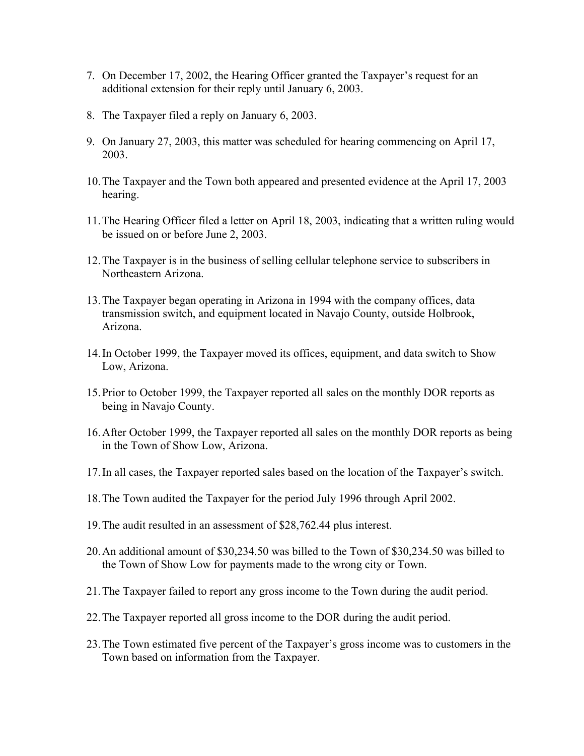7. On December 17, 2002, the Hearing Officer granted the Taxpayer's request for an additional extension for their reply until January 6, 2003.

8. The Taxpayer filed a reply on January 6, 2003.

9. On January 27, 2003, this matter was scheduled for hearing commencing on April 17, 2003.

10. The Taxpayer and the Town both appeared and presented evidence at the April 17, 2003 hearing.

11. The Hearing Officer filed a letter on April 18, 2003, indicating that a written ruling would be issued on or before June 2, 2003.

12. The Taxpayer is in the business of selling cellular telephone service to subscribers in Northeastern Arizona.

13. The Taxpayer began operating in Arizona in 1994 with the company offices, data transmission switch, and equipment located in Navajo County, outside Holbrook, Arizona.

14. In October 1999, the Taxpayer moved its offices, equipment, and data switch to Show Low, Arizona.

15. Prior to October 1999, the Taxpayer reported all sales on the monthly DOR reports as being in Navajo County.

16. After October 1999, the Taxpayer reported all sales on the monthly DOR reports as being in the Town of Show Low, Arizona.

17. In all cases, the Taxpayer reported sales based on the location of the Taxpayer's switch.

18. The Town audited the Taxpayer for the period July 1996 through April 2002.

19. The audit resulted in an assessment of $28,762.44 plus interest.

20. An additional amount of $30,234.50 was billed to the Town of $30,234.50 was billed to the Town of Show Low for payments made to the wrong city or Town.

21. The Taxpayer failed to report any gross income to the Town during the audit period.

22. The Taxpayer reported all gross income to the DOR during the audit period.

23. The Town estimated five percent of the Taxpayer's gross income was to customers in the Town based on information from the Taxpayer.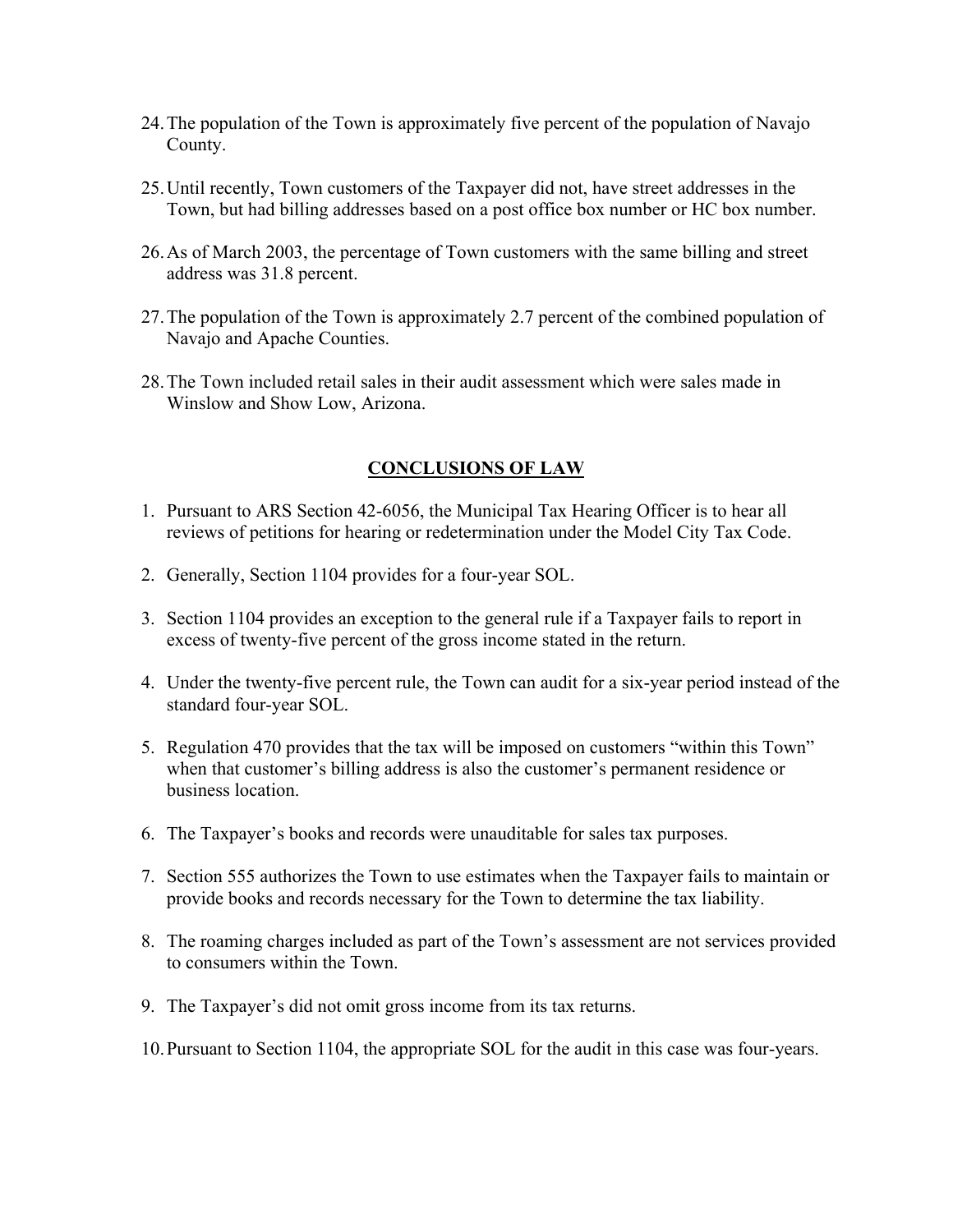24. The population of the Town is approximately five percent of the population of Navajo County.

25. Until recently, Town customers of the Taxpayer did not, have street addresses in the Town, but had billing addresses based on a post office box number or HC box number.

26. As of March 2003, the percentage of Town customers with the same billing and street address was 31.8 percent.

27. The population of the Town is approximately 2.7 percent of the combined population of Navajo and Apache Counties.

28. The Town included retail sales in their audit assessment which were sales made in Winslow and Show Low, Arizona.

## CONCLUSIONS OF LAW

1. Pursuant to ARS Section 42-6056, the Municipal Tax Hearing Officer is to hear all reviews of petitions for hearing or redetermination under the Model City Tax Code.

2. Generally, Section 1104 provides for a four-year SOL.

3. Section 1104 provides an exception to the general rule if a Taxpayer fails to report in excess of twenty-five percent of the gross income stated in the return.

4. Under the twenty-five percent rule, the Town can audit for a six-year period instead of the standard four-year SOL.

5. Regulation 470 provides that the tax will be imposed on customers "within this Town" when that customer's billing address is also the customer's permanent residence or business location.

6. The Taxpayer's books and records were unauditable for sales tax purposes.

7. Section 555 authorizes the Town to use estimates when the Taxpayer fails to maintain or provide books and records necessary for the Town to determine the tax liability.

8. The roaming charges included as part of the Town's assessment are not services provided to consumers within the Town.

9. The Taxpayer's did not omit gross income from its tax returns.

10. Pursuant to Section 1104, the appropriate SOL for the audit in this case was four-years.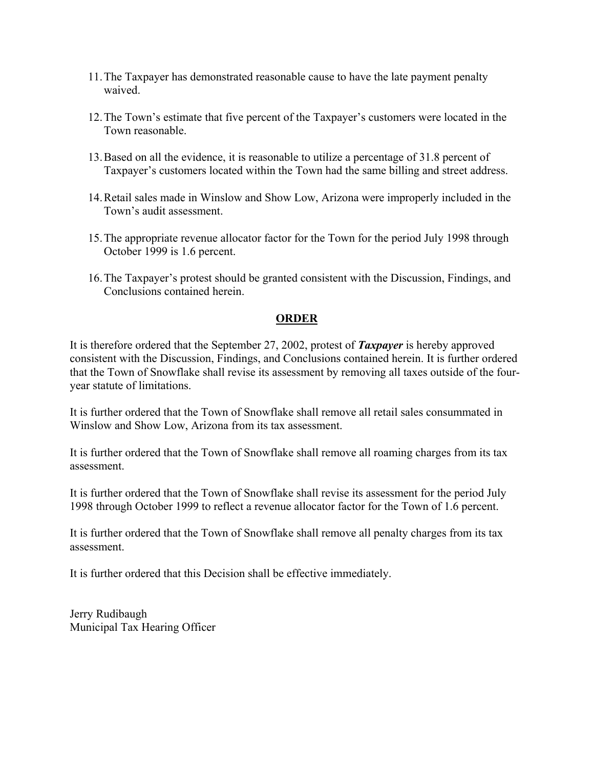11. The Taxpayer has demonstrated reasonable cause to have the late payment penalty waived.

12. The Town's estimate that five percent of the Taxpayer's customers were located in the Town reasonable.

13. Based on all the evidence, it is reasonable to utilize a percentage of 31.8 percent of Taxpayer's customers located within the Town had the same billing and street address.

14. Retail sales made in Winslow and Show Low, Arizona were improperly included in the Town's audit assessment.

15. The appropriate revenue allocator factor for the Town for the period July 1998 through October 1999 is 1.6 percent.

16. The Taxpayer's protest should be granted consistent with the Discussion, Findings, and Conclusions contained herein.

## ORDER

It is therefore ordered that the September 27, 2002, protest of ***Taxpayer*** is hereby approved consistent with the Discussion, Findings, and Conclusions contained herein. It is further ordered that the Town of Snowflake shall revise its assessment by removing all taxes outside of the four-year statute of limitations.

It is further ordered that the Town of Snowflake shall remove all retail sales consummated in Winslow and Show Low, Arizona from its tax assessment.

It is further ordered that the Town of Snowflake shall remove all roaming charges from its tax assessment.

It is further ordered that the Town of Snowflake shall revise its assessment for the period July 1998 through October 1999 to reflect a revenue allocator factor for the Town of 1.6 percent.

It is further ordered that the Town of Snowflake shall remove all penalty charges from its tax assessment.

It is further ordered that this Decision shall be effective immediately.

Jerry Rudibaugh
Municipal Tax Hearing Officer